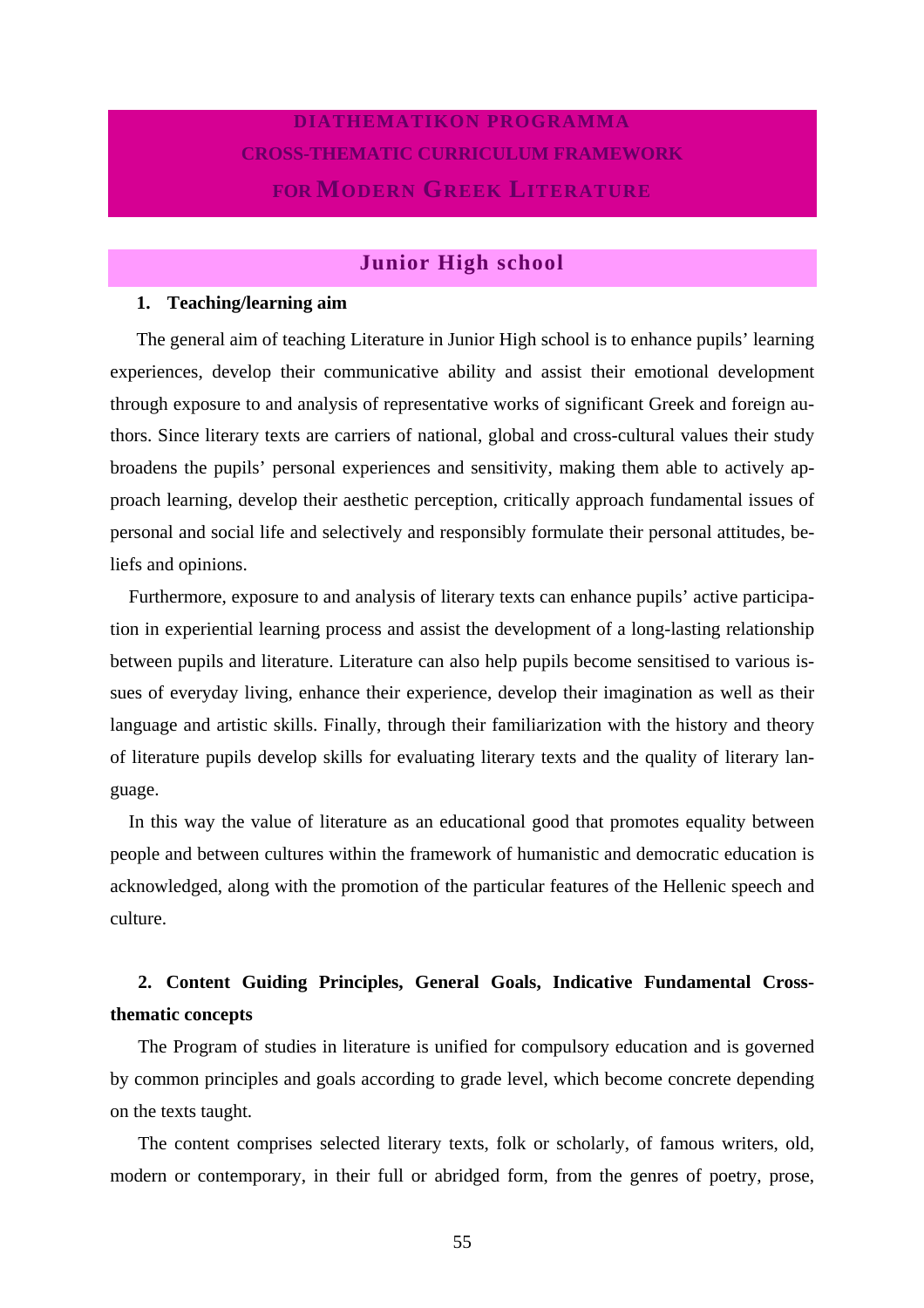# DIATHEMATIKON PROGRAMMA
# CROSS-THEMATIC CURRICULUM FRAMEWORK
# FOR MODERN GREEK LITERATURE

## Junior High school

**1. Teaching/learning aim**

The general aim of teaching Literature in Junior High school is to enhance pupils' learning experiences, develop their communicative ability and assist their emotional development through exposure to and analysis of representative works of significant Greek and foreign authors. Since literary texts are carriers of national, global and cross-cultural values their study broadens the pupils' personal experiences and sensitivity, making them able to actively approach learning, develop their aesthetic perception, critically approach fundamental issues of personal and social life and selectively and responsibly formulate their personal attitudes, beliefs and opinions.

Furthermore, exposure to and analysis of literary texts can enhance pupils' active participation in experiential learning process and assist the development of a long-lasting relationship between pupils and literature. Literature can also help pupils become sensitised to various issues of everyday living, enhance their experience, develop their imagination as well as their language and artistic skills. Finally, through their familiarization with the history and theory of literature pupils develop skills for evaluating literary texts and the quality of literary language.

In this way the value of literature as an educational good that promotes equality between people and between cultures within the framework of humanistic and democratic education is acknowledged, along with the promotion of the particular features of the Hellenic speech and culture.

**2. Content Guiding Principles, General Goals, Indicative Fundamental Cross-thematic concepts**

The Program of studies in literature is unified for compulsory education and is governed by common principles and goals according to grade level, which become concrete depending on the texts taught.

The content comprises selected literary texts, folk or scholarly, of famous writers, old, modern or contemporary, in their full or abridged form, from the genres of poetry, prose,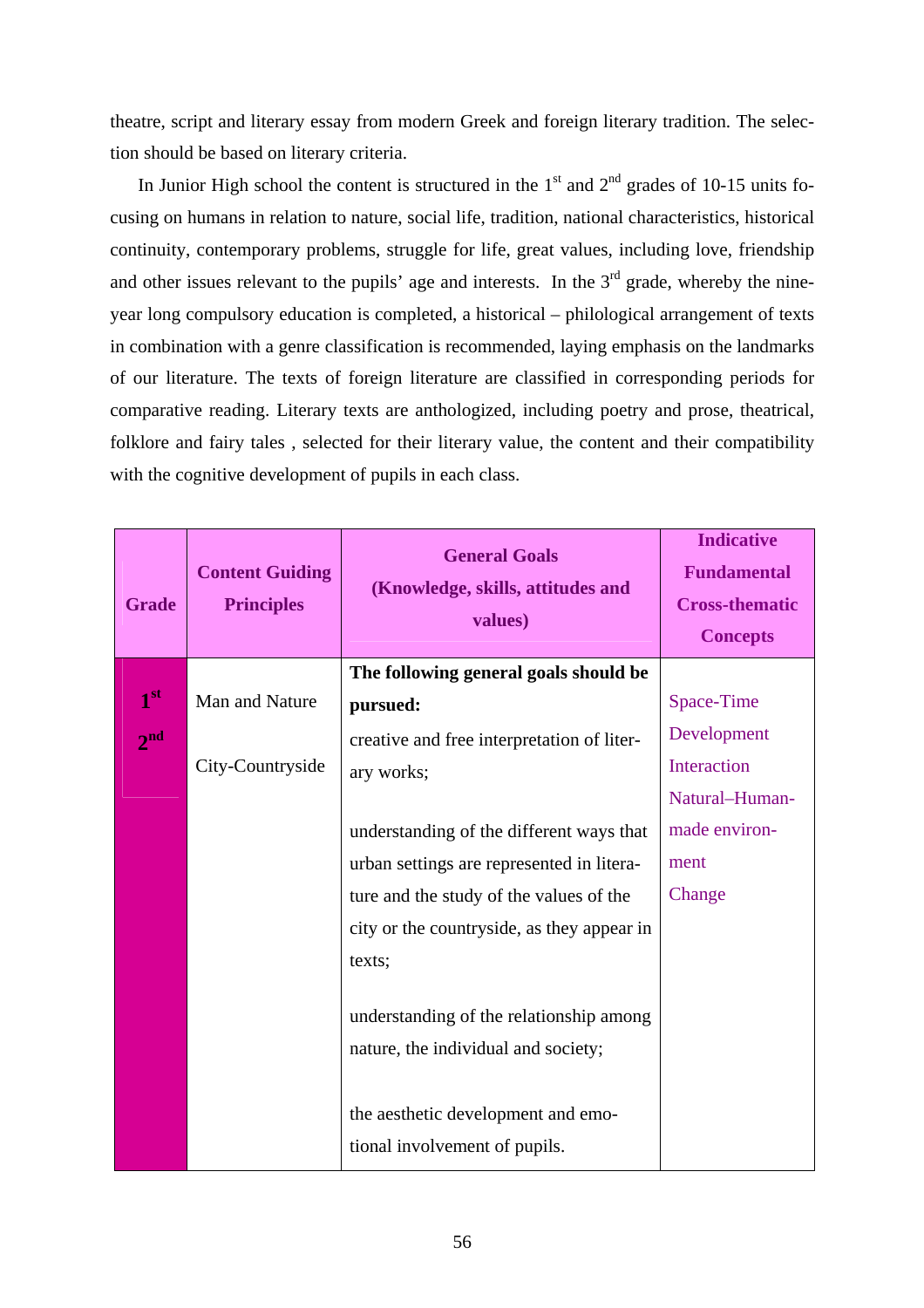theatre, script and literary essay from modern Greek and foreign literary tradition. The selection should be based on literary criteria.

In Junior High school the content is structured in the 1st and 2nd grades of 10-15 units focusing on humans in relation to nature, social life, tradition, national characteristics, historical continuity, contemporary problems, struggle for life, great values, including love, friendship and other issues relevant to the pupils' age and interests. In the 3rd grade, whereby the nine-year long compulsory education is completed, a historical – philological arrangement of texts in combination with a genre classification is recommended, laying emphasis on the landmarks of our literature. The texts of foreign literature are classified in corresponding periods for comparative reading. Literary texts are anthologized, including poetry and prose, theatrical, folklore and fairy tales , selected for their literary value, the content and their compatibility with the cognitive development of pupils in each class.

| Grade | Content Guiding Principles | General Goals (Knowledge, skills, attitudes and values) | Indicative Fundamental Cross-thematic Concepts |
|---|---|---|---|
| 1st<br>2nd | Man and Nature<br><br>City-Countryside | **The following general goals should be pursued:**<br>creative and free interpretation of literary works;<br><br>understanding of the different ways that urban settings are represented in literature and the study of the values of the city or the countryside, as they appear in texts;<br><br>understanding of the relationship among nature, the individual and society;<br><br>the aesthetic development and emotional involvement of pupils. | Space-Time<br>Development<br>Interaction<br>Natural–Human-made environment<br>Change |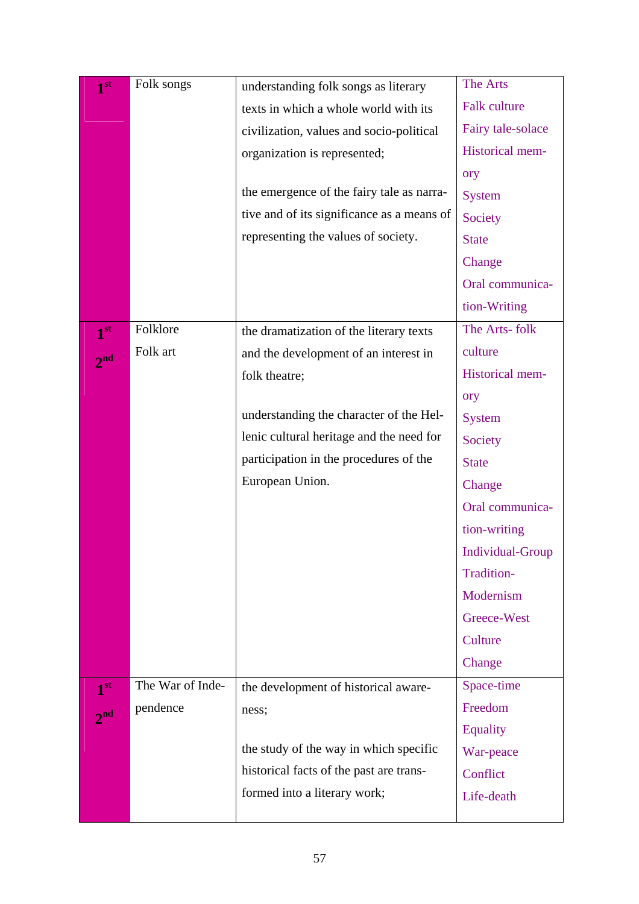| | | | |
|---|---|---|---|
| 1st | Folk songs | understanding folk songs as literary texts in which a whole world with its civilization, values and socio-political organization is represented;<br><br>the emergence of the fairy tale as narrative and of its significance as a means of representing the values of society. | The Arts<br>Falk culture<br>Fairy tale-solace<br>Historical memory<br>System<br>Society<br>State<br>Change<br>Oral communication-Writing |
| 1st<br>2nd | Folklore<br>Folk art | the dramatization of the literary texts and the development of an interest in folk theatre;<br><br>understanding the character of the Hellenic cultural heritage and the need for participation in the procedures of the European Union. | The Arts- folk culture<br>Historical memory<br>System<br>Society<br>State<br>Change<br>Oral communication-writing<br>Individual-Group<br>Tradition-Modernism<br>Greece-West<br>Culture<br>Change |
| 1st<br>2nd | The War of Independence | the development of historical awareness;<br><br>the study of the way in which specific historical facts of the past are transformed into a literary work; | Space-time<br>Freedom<br>Equality<br>War-peace<br>Conflict<br>Life-death |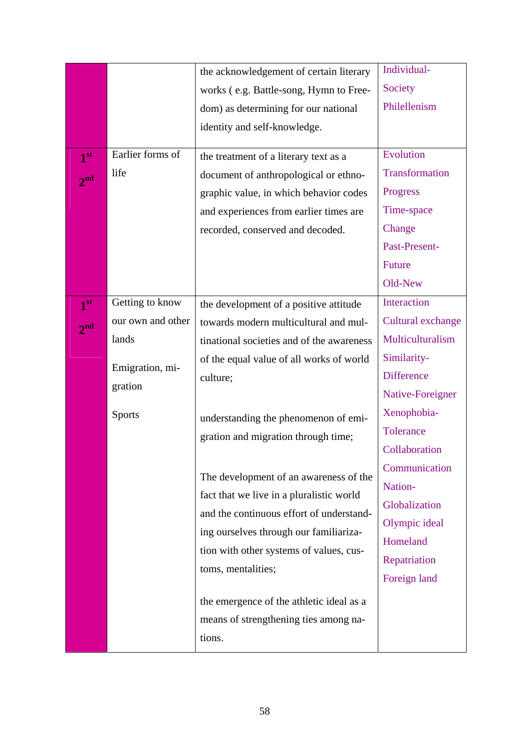| | | | |
|---|---|---|---|
| | | the acknowledgement of certain literary works ( e.g. Battle-song, Hymn to Freedom) as determining for our national identity and self-knowledge. | Individual-Society<br>Philellenism |
| 1st<br>2nd | Earlier forms of life | the treatment of a literary text as a document of anthropological or ethnographic value, in which behavior codes and experiences from earlier times are recorded, conserved and decoded. | Evolution<br>Transformation<br>Progress<br>Time-space<br>Change<br>Past-Present-Future<br>Old-New |
| 1st<br>2nd | Getting to know our own and other lands<br><br>Emigration, migration<br><br>Sports | the development of a positive attitude towards modern multicultural and multinational societies and of the awareness of the equal value of all works of world culture;<br><br>understanding the phenomenon of emigration and migration through time;<br><br>The development of an awareness of the fact that we live in a pluralistic world and the continuous effort of understanding ourselves through our familiarization with other systems of values, customs, mentalities;<br><br>the emergence of the athletic ideal as a means of strengthening ties among nations. | Interaction<br>Cultural exchange<br>Multiculturalism<br>Similarity-Difference<br>Native-Foreigner<br>Xenophobia-Tolerance<br>Collaboration<br>Communication<br>Nation-<br>Globalization<br>Olympic ideal<br>Homeland<br>Repatriation<br>Foreign land |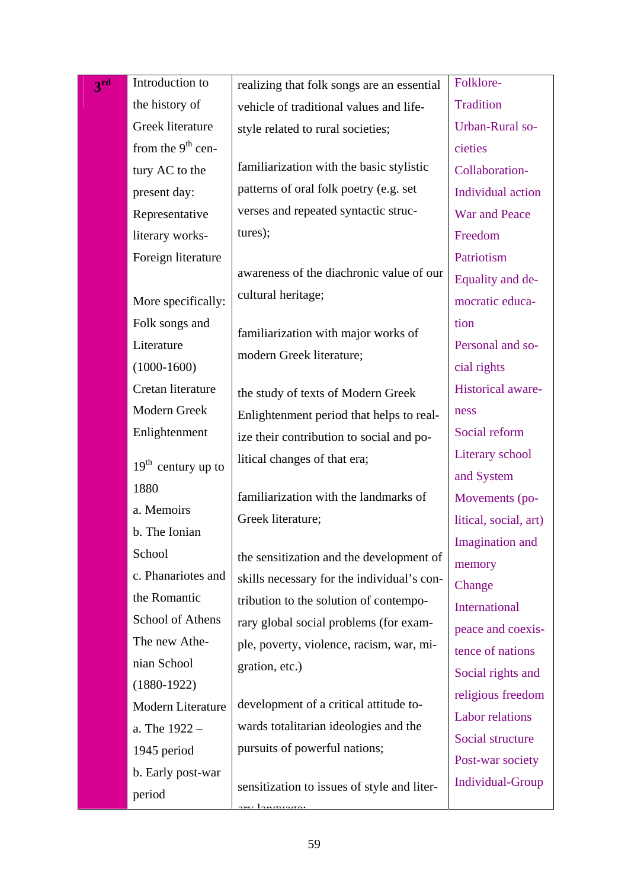| 3rd | Introduction to the history of Greek literature from the 9th century AC to the present day: Representative literary works-Foreign literature<br><br>More specifically:<br>Folk songs and Literature (1000-1600)<br>Cretan literature<br>Modern Greek Enlightenment<br>19th century up to 1880<br>a. Memoirs<br>b. The Ionian School<br>c. Phanariotes and the Romantic School of Athens<br>The new Athenian School (1880-1922)<br>Modern Literature<br>a. The 1922 – 1945 period<br>b. Early post-war period | realizing that folk songs are an essential vehicle of traditional values and life-style related to rural societies;<br><br>familiarization with the basic stylistic patterns of oral folk poetry (e.g. set verses and repeated syntactic structures);<br><br>awareness of the diachronic value of our cultural heritage;<br><br>familiarization with major works of modern Greek literature;<br><br>the study of texts of Modern Greek Enlightenment period that helps to realize their contribution to social and political changes of that era;<br><br>familiarization with the landmarks of Greek literature;<br><br>the sensitization and the development of skills necessary for the individual's contribution to the solution of contemporary global social problems (for example, poverty, violence, racism, war, migration, etc.)<br><br>development of a critical attitude towards totalitarian ideologies and the pursuits of powerful nations;<br><br>sensitization to issues of style and literary language; | Folklore-Tradition<br>Urban-Rural societies<br>Collaboration-Individual action<br>War and Peace<br>Freedom<br>Patriotism<br>Equality and democratic education<br>Personal and social rights<br>Historical awareness<br>Social reform<br>Literary school and System<br>Movements (political, social, art)<br>Imagination and memory<br>Change<br>International peace and coexistence of nations<br>Social rights and religious freedom<br>Labor relations<br>Social structure<br>Post-war society<br>Individual-Group |
|---|---|---|---|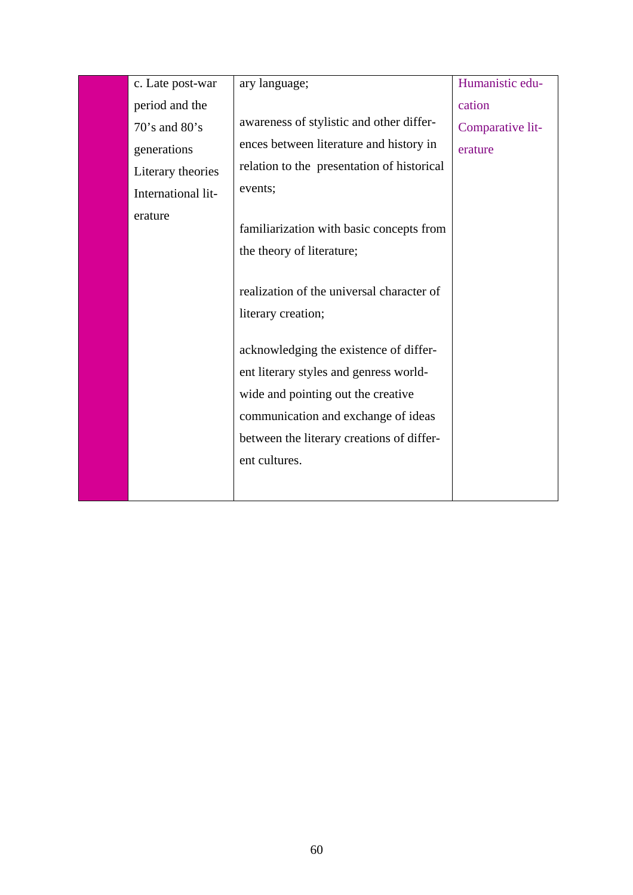| | | | |
|---|---|---|---|
| | c. Late post-war period and the 70's and 80's generations<br>Literary theories<br>International literature | ary language;<br><br>awareness of stylistic and other differences between literature and history in relation to the presentation of historical events;<br><br>familiarization with basic concepts from the theory of literature;<br><br>realization of the universal character of literary creation;<br><br>acknowledging the existence of different literary styles and genress worldwide and pointing out the creative communication and exchange of ideas between the literary creations of different cultures. | Humanistic education<br>Comparative literature |